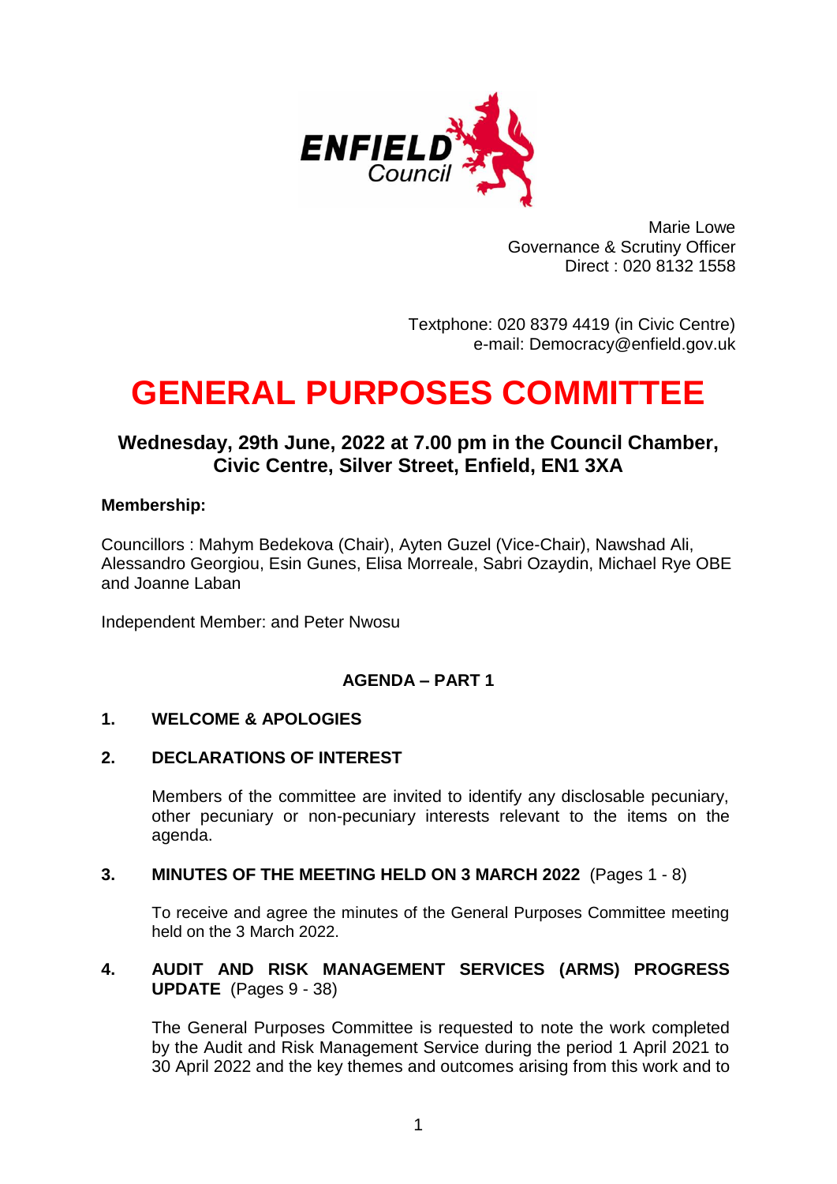Marie Lowe
Governance & Scrutiny Officer
Direct : 020 8132 1558

Textphone: 020 8379 4419 (in Civic Centre)
e-mail: Democracy@enfield.gov.uk

# GENERAL PURPOSES COMMITTEE

## Wednesday, 29th June, 2022 at 7.00 pm in the Council Chamber, Civic Centre, Silver Street, Enfield, EN1 3XA

**Membership:**

Councillors : Mahym Bedekova (Chair), Ayten Guzel (Vice-Chair), Nawshad Ali, Alessandro Georgiou, Esin Gunes, Elisa Morreale, Sabri Ozaydin, Michael Rye OBE and Joanne Laban

Independent Member: and Peter Nwosu

### AGENDA – PART 1

**1. WELCOME & APOLOGIES**

**2. DECLARATIONS OF INTEREST**

Members of the committee are invited to identify any disclosable pecuniary, other pecuniary or non-pecuniary interests relevant to the items on the agenda.

**3. MINUTES OF THE MEETING HELD ON 3 MARCH 2022** (Pages 1 - 8)

To receive and agree the minutes of the General Purposes Committee meeting held on the 3 March 2022.

**4. AUDIT AND RISK MANAGEMENT SERVICES (ARMS) PROGRESS UPDATE** (Pages 9 - 38)

The General Purposes Committee is requested to note the work completed by the Audit and Risk Management Service during the period 1 April 2021 to 30 April 2022 and the key themes and outcomes arising from this work and to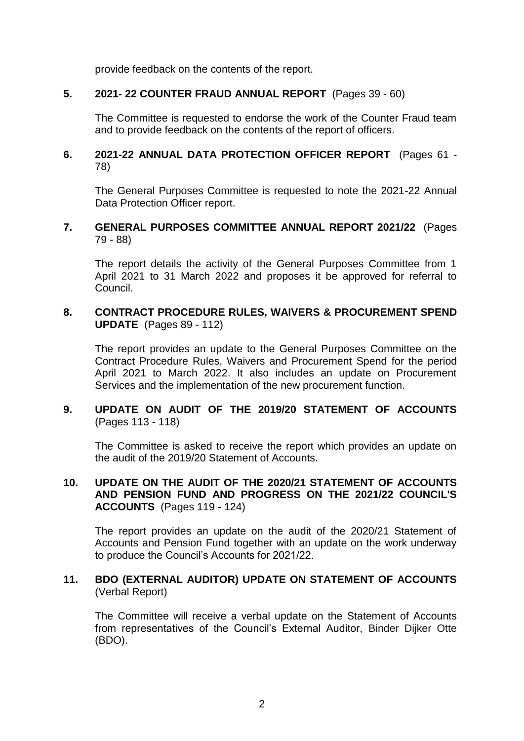provide feedback on the contents of the report.

**5. 2021- 22 COUNTER FRAUD ANNUAL REPORT** (Pages 39 - 60)

The Committee is requested to endorse the work of the Counter Fraud team and to provide feedback on the contents of the report of officers.

**6. 2021-22 ANNUAL DATA PROTECTION OFFICER REPORT** (Pages 61 - 78)

The General Purposes Committee is requested to note the 2021-22 Annual Data Protection Officer report.

**7. GENERAL PURPOSES COMMITTEE ANNUAL REPORT 2021/22** (Pages 79 - 88)

The report details the activity of the General Purposes Committee from 1 April 2021 to 31 March 2022 and proposes it be approved for referral to Council.

**8. CONTRACT PROCEDURE RULES, WAIVERS & PROCUREMENT SPEND UPDATE** (Pages 89 - 112)

The report provides an update to the General Purposes Committee on the Contract Procedure Rules, Waivers and Procurement Spend for the period April 2021 to March 2022. It also includes an update on Procurement Services and the implementation of the new procurement function.

**9. UPDATE ON AUDIT OF THE 2019/20 STATEMENT OF ACCOUNTS** (Pages 113 - 118)

The Committee is asked to receive the report which provides an update on the audit of the 2019/20 Statement of Accounts.

**10. UPDATE ON THE AUDIT OF THE 2020/21 STATEMENT OF ACCOUNTS AND PENSION FUND AND PROGRESS ON THE 2021/22 COUNCIL'S ACCOUNTS** (Pages 119 - 124)

The report provides an update on the audit of the 2020/21 Statement of Accounts and Pension Fund together with an update on the work underway to produce the Council's Accounts for 2021/22.

**11. BDO (EXTERNAL AUDITOR) UPDATE ON STATEMENT OF ACCOUNTS** (Verbal Report)

The Committee will receive a verbal update on the Statement of Accounts from representatives of the Council's External Auditor, Binder Dijker Otte (BDO).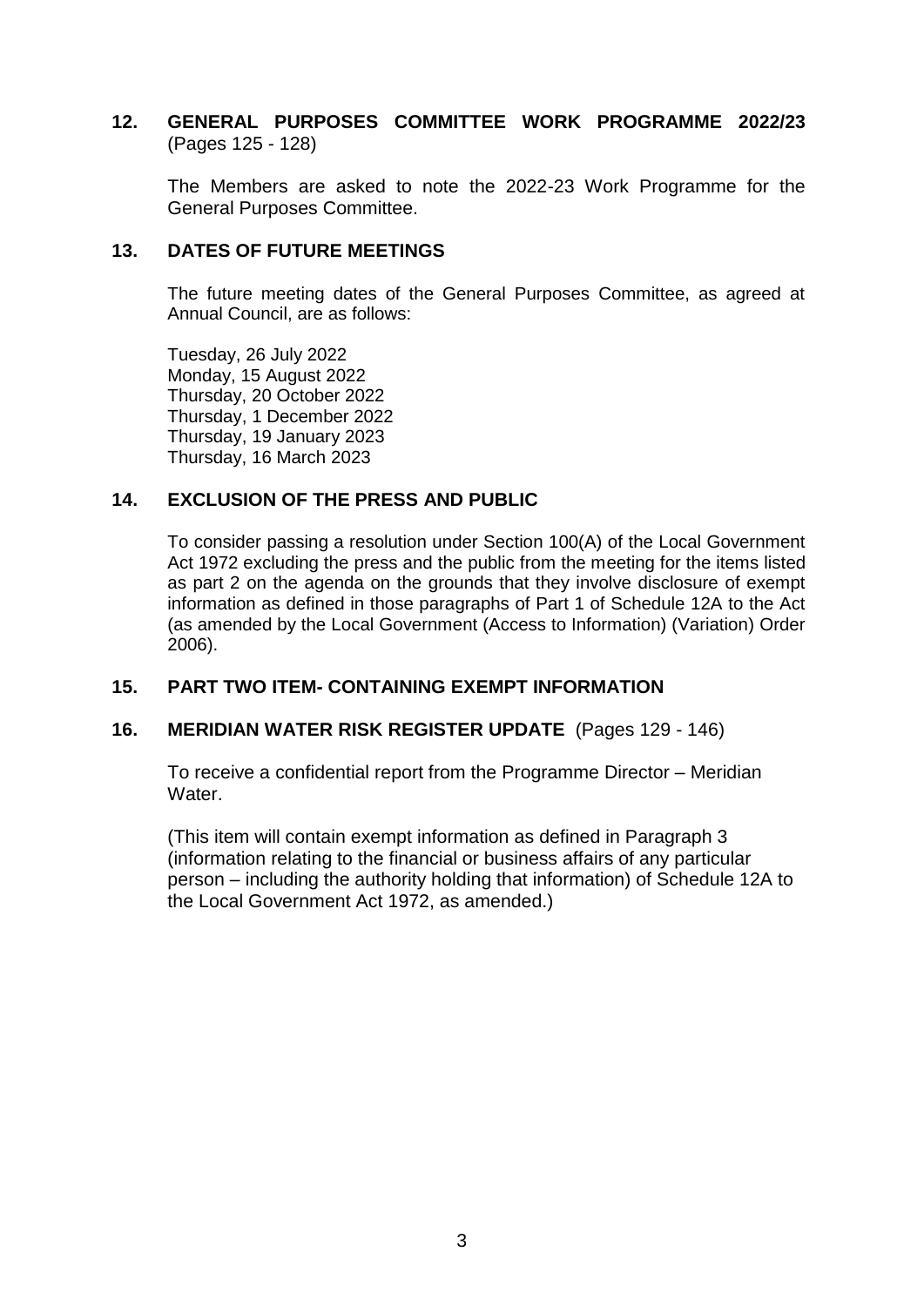**12. GENERAL PURPOSES COMMITTEE WORK PROGRAMME 2022/23** (Pages 125 - 128)

The Members are asked to note the 2022-23 Work Programme for the General Purposes Committee.

**13. DATES OF FUTURE MEETINGS**

The future meeting dates of the General Purposes Committee, as agreed at Annual Council, are as follows:

Tuesday, 26 July 2022
Monday, 15 August 2022
Thursday, 20 October 2022
Thursday, 1 December 2022
Thursday, 19 January 2023
Thursday, 16 March 2023

**14. EXCLUSION OF THE PRESS AND PUBLIC**

To consider passing a resolution under Section 100(A) of the Local Government Act 1972 excluding the press and the public from the meeting for the items listed as part 2 on the agenda on the grounds that they involve disclosure of exempt information as defined in those paragraphs of Part 1 of Schedule 12A to the Act (as amended by the Local Government (Access to Information) (Variation) Order 2006).

**15. PART TWO ITEM- CONTAINING EXEMPT INFORMATION**

**16. MERIDIAN WATER RISK REGISTER UPDATE** (Pages 129 - 146)

To receive a confidential report from the Programme Director – Meridian Water.

(This item will contain exempt information as defined in Paragraph 3 (information relating to the financial or business affairs of any particular person – including the authority holding that information) of Schedule 12A to the Local Government Act 1972, as amended.)